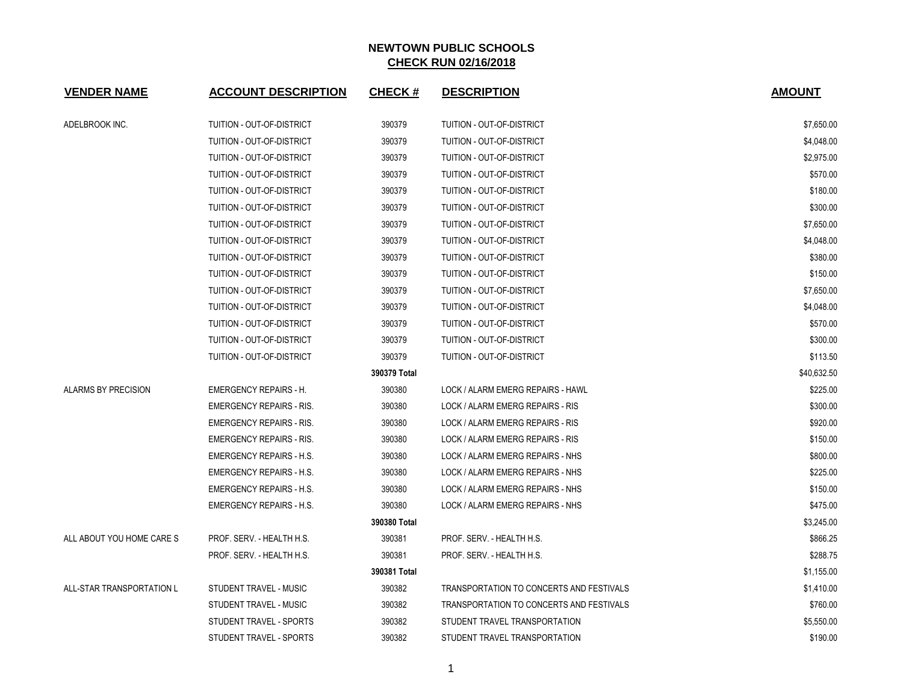# NEWTOWN PUBLIC SCHOOLS

## CHECK RUN 02/16/2018

| VENDER NAME | ACCOUNT DESCRIPTION | CHECK # | DESCRIPTION | AMOUNT |
|---|---|---|---|---|
| ADELBROOK INC. | TUITION - OUT-OF-DISTRICT | 390379 | TUITION - OUT-OF-DISTRICT | $7,650.00 |
| | TUITION - OUT-OF-DISTRICT | 390379 | TUITION - OUT-OF-DISTRICT | $4,048.00 |
| | TUITION - OUT-OF-DISTRICT | 390379 | TUITION - OUT-OF-DISTRICT | $2,975.00 |
| | TUITION - OUT-OF-DISTRICT | 390379 | TUITION - OUT-OF-DISTRICT | $570.00 |
| | TUITION - OUT-OF-DISTRICT | 390379 | TUITION - OUT-OF-DISTRICT | $180.00 |
| | TUITION - OUT-OF-DISTRICT | 390379 | TUITION - OUT-OF-DISTRICT | $300.00 |
| | TUITION - OUT-OF-DISTRICT | 390379 | TUITION - OUT-OF-DISTRICT | $7,650.00 |
| | TUITION - OUT-OF-DISTRICT | 390379 | TUITION - OUT-OF-DISTRICT | $4,048.00 |
| | TUITION - OUT-OF-DISTRICT | 390379 | TUITION - OUT-OF-DISTRICT | $380.00 |
| | TUITION - OUT-OF-DISTRICT | 390379 | TUITION - OUT-OF-DISTRICT | $150.00 |
| | TUITION - OUT-OF-DISTRICT | 390379 | TUITION - OUT-OF-DISTRICT | $7,650.00 |
| | TUITION - OUT-OF-DISTRICT | 390379 | TUITION - OUT-OF-DISTRICT | $4,048.00 |
| | TUITION - OUT-OF-DISTRICT | 390379 | TUITION - OUT-OF-DISTRICT | $570.00 |
| | TUITION - OUT-OF-DISTRICT | 390379 | TUITION - OUT-OF-DISTRICT | $300.00 |
| | TUITION - OUT-OF-DISTRICT | 390379 | TUITION - OUT-OF-DISTRICT | $113.50 |
| | | **390379 Total** | | $40,632.50 |
| ALARMS BY PRECISION | EMERGENCY REPAIRS - H. | 390380 | LOCK / ALARM EMERG REPAIRS - HAWL | $225.00 |
| | EMERGENCY REPAIRS - RIS. | 390380 | LOCK / ALARM EMERG REPAIRS - RIS | $300.00 |
| | EMERGENCY REPAIRS - RIS. | 390380 | LOCK / ALARM EMERG REPAIRS - RIS | $920.00 |
| | EMERGENCY REPAIRS - RIS. | 390380 | LOCK / ALARM EMERG REPAIRS - RIS | $150.00 |
| | EMERGENCY REPAIRS - H.S. | 390380 | LOCK / ALARM EMERG REPAIRS - NHS | $800.00 |
| | EMERGENCY REPAIRS - H.S. | 390380 | LOCK / ALARM EMERG REPAIRS - NHS | $225.00 |
| | EMERGENCY REPAIRS - H.S. | 390380 | LOCK / ALARM EMERG REPAIRS - NHS | $150.00 |
| | EMERGENCY REPAIRS - H.S. | 390380 | LOCK / ALARM EMERG REPAIRS - NHS | $475.00 |
| | | **390380 Total** | | $3,245.00 |
| ALL ABOUT YOU HOME CARE S | PROF. SERV. - HEALTH H.S. | 390381 | PROF. SERV. - HEALTH H.S. | $866.25 |
| | PROF. SERV. - HEALTH H.S. | 390381 | PROF. SERV. - HEALTH H.S. | $288.75 |
| | | **390381 Total** | | $1,155.00 |
| ALL-STAR TRANSPORTATION L | STUDENT TRAVEL - MUSIC | 390382 | TRANSPORTATION TO CONCERTS AND FESTIVALS | $1,410.00 |
| | STUDENT TRAVEL - MUSIC | 390382 | TRANSPORTATION TO CONCERTS AND FESTIVALS | $760.00 |
| | STUDENT TRAVEL - SPORTS | 390382 | STUDENT TRAVEL TRANSPORTATION | $5,550.00 |
| | STUDENT TRAVEL - SPORTS | 390382 | STUDENT TRAVEL TRANSPORTATION | $190.00 |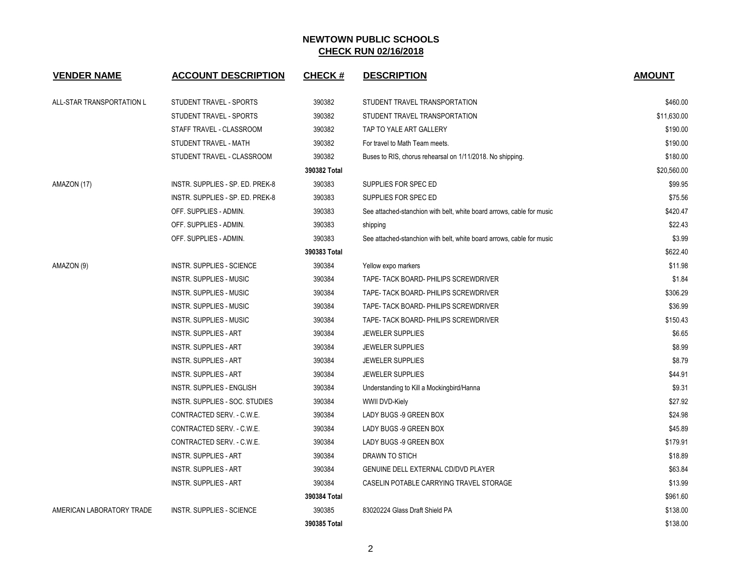**NEWTOWN PUBLIC SCHOOLS**
**CHECK RUN 02/16/2018**

| VENDER NAME | ACCOUNT DESCRIPTION | CHECK # | DESCRIPTION | AMOUNT |
|---|---|---|---|---|
| ALL-STAR TRANSPORTATION L | STUDENT TRAVEL - SPORTS | 390382 | STUDENT TRAVEL TRANSPORTATION | $460.00 |
| | STUDENT TRAVEL - SPORTS | 390382 | STUDENT TRAVEL TRANSPORTATION | $11,630.00 |
| | STAFF TRAVEL - CLASSROOM | 390382 | TAP TO YALE ART GALLERY | $190.00 |
| | STUDENT TRAVEL - MATH | 390382 | For travel to Math Team meets. | $190.00 |
| | STUDENT TRAVEL - CLASSROOM | 390382 | Buses to RIS, chorus rehearsal on 1/11/2018. No shipping. | $180.00 |
| | | **390382 Total** | | $20,560.00 |
| AMAZON (17) | INSTR. SUPPLIES - SP. ED. PREK-8 | 390383 | SUPPLIES FOR SPEC ED | $99.95 |
| | INSTR. SUPPLIES - SP. ED. PREK-8 | 390383 | SUPPLIES FOR SPEC ED | $75.56 |
| | OFF. SUPPLIES - ADMIN. | 390383 | See attached-stanchion with belt, white board arrows, cable for music | $420.47 |
| | OFF. SUPPLIES - ADMIN. | 390383 | shipping | $22.43 |
| | OFF. SUPPLIES - ADMIN. | 390383 | See attached-stanchion with belt, white board arrows, cable for music | $3.99 |
| | | **390383 Total** | | $622.40 |
| AMAZON (9) | INSTR. SUPPLIES - SCIENCE | 390384 | Yellow expo markers | $11.98 |
| | INSTR. SUPPLIES - MUSIC | 390384 | TAPE- TACK BOARD- PHILIPS SCREWDRIVER | $1.84 |
| | INSTR. SUPPLIES - MUSIC | 390384 | TAPE- TACK BOARD- PHILIPS SCREWDRIVER | $306.29 |
| | INSTR. SUPPLIES - MUSIC | 390384 | TAPE- TACK BOARD- PHILIPS SCREWDRIVER | $36.99 |
| | INSTR. SUPPLIES - MUSIC | 390384 | TAPE- TACK BOARD- PHILIPS SCREWDRIVER | $150.43 |
| | INSTR. SUPPLIES - ART | 390384 | JEWELER SUPPLIES | $6.65 |
| | INSTR. SUPPLIES - ART | 390384 | JEWELER SUPPLIES | $8.99 |
| | INSTR. SUPPLIES - ART | 390384 | JEWELER SUPPLIES | $8.79 |
| | INSTR. SUPPLIES - ART | 390384 | JEWELER SUPPLIES | $44.91 |
| | INSTR. SUPPLIES - ENGLISH | 390384 | Understanding to Kill a Mockingbird/Hanna | $9.31 |
| | INSTR. SUPPLIES - SOC. STUDIES | 390384 | WWII DVD-Kiely | $27.92 |
| | CONTRACTED SERV. - C.W.E. | 390384 | LADY BUGS -9 GREEN BOX | $24.98 |
| | CONTRACTED SERV. - C.W.E. | 390384 | LADY BUGS -9 GREEN BOX | $45.89 |
| | CONTRACTED SERV. - C.W.E. | 390384 | LADY BUGS -9 GREEN BOX | $179.91 |
| | INSTR. SUPPLIES - ART | 390384 | DRAWN TO STICH | $18.89 |
| | INSTR. SUPPLIES - ART | 390384 | GENUINE DELL EXTERNAL CD/DVD PLAYER | $63.84 |
| | INSTR. SUPPLIES - ART | 390384 | CASELIN POTABLE CARRYING TRAVEL STORAGE | $13.99 |
| | | **390384 Total** | | $961.60 |
| AMERICAN LABORATORY TRADE | INSTR. SUPPLIES - SCIENCE | 390385 | 83020224 Glass Draft Shield PA | $138.00 |
| | | **390385 Total** | | $138.00 |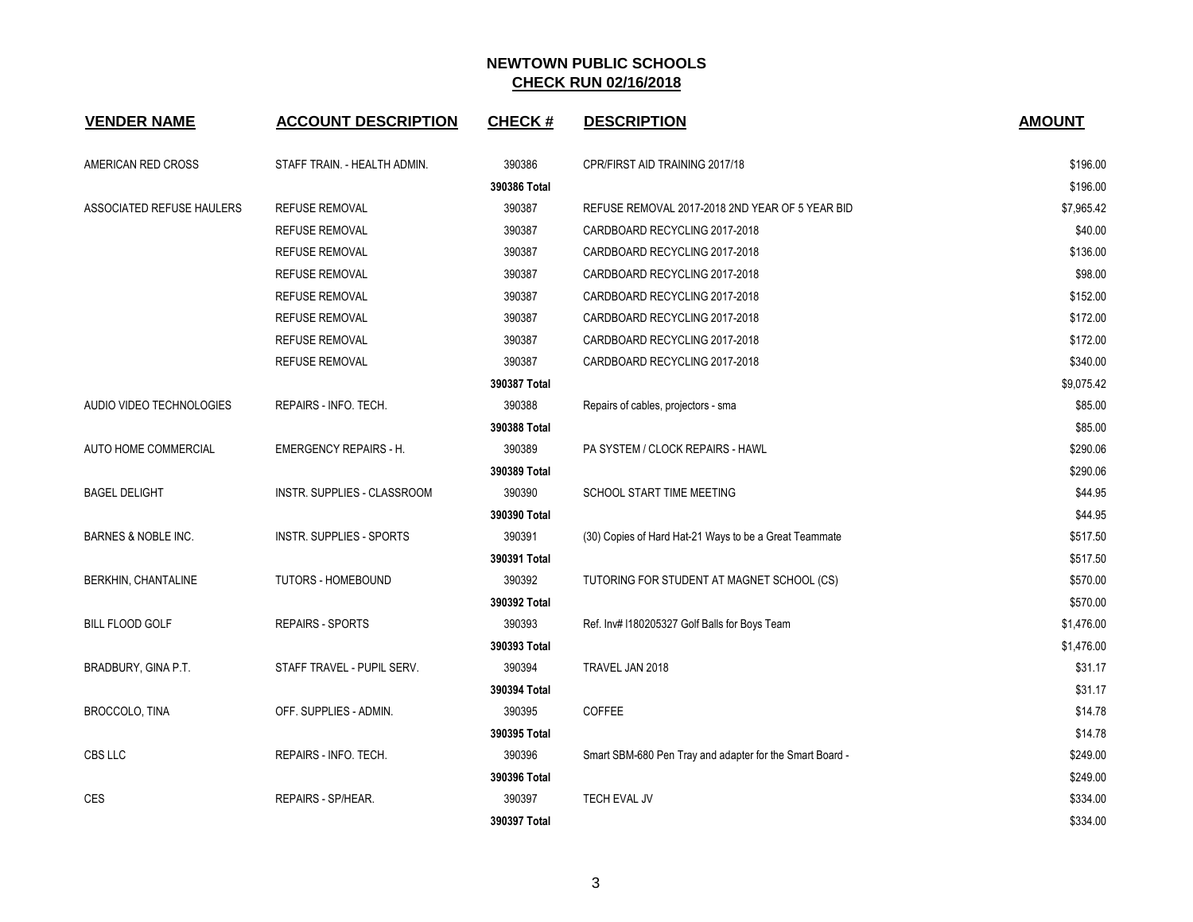# NEWTOWN PUBLIC SCHOOLS

## CHECK RUN 02/16/2018

| VENDER NAME | ACCOUNT DESCRIPTION | CHECK # | DESCRIPTION | AMOUNT |
|---|---|---|---|---|
| AMERICAN RED CROSS | STAFF TRAIN. - HEALTH ADMIN. | 390386 | CPR/FIRST AID TRAINING 2017/18 | $196.00 |
| | | **390386 Total** | | $196.00 |
| ASSOCIATED REFUSE HAULERS | REFUSE REMOVAL | 390387 | REFUSE REMOVAL 2017-2018 2ND YEAR OF 5 YEAR BID | $7,965.42 |
| | REFUSE REMOVAL | 390387 | CARDBOARD RECYCLING 2017-2018 | $40.00 |
| | REFUSE REMOVAL | 390387 | CARDBOARD RECYCLING 2017-2018 | $136.00 |
| | REFUSE REMOVAL | 390387 | CARDBOARD RECYCLING 2017-2018 | $98.00 |
| | REFUSE REMOVAL | 390387 | CARDBOARD RECYCLING 2017-2018 | $152.00 |
| | REFUSE REMOVAL | 390387 | CARDBOARD RECYCLING 2017-2018 | $172.00 |
| | REFUSE REMOVAL | 390387 | CARDBOARD RECYCLING 2017-2018 | $172.00 |
| | REFUSE REMOVAL | 390387 | CARDBOARD RECYCLING 2017-2018 | $340.00 |
| | | **390387 Total** | | $9,075.42 |
| AUDIO VIDEO TECHNOLOGIES | REPAIRS - INFO. TECH. | 390388 | Repairs of cables, projectors - sma | $85.00 |
| | | **390388 Total** | | $85.00 |
| AUTO HOME COMMERCIAL | EMERGENCY REPAIRS - H. | 390389 | PA SYSTEM / CLOCK REPAIRS - HAWL | $290.06 |
| | | **390389 Total** | | $290.06 |
| BAGEL DELIGHT | INSTR. SUPPLIES - CLASSROOM | 390390 | SCHOOL START TIME MEETING | $44.95 |
| | | **390390 Total** | | $44.95 |
| BARNES & NOBLE INC. | INSTR. SUPPLIES - SPORTS | 390391 | (30) Copies of Hard Hat-21 Ways to be a Great Teammate | $517.50 |
| | | **390391 Total** | | $517.50 |
| BERKHIN, CHANTALINE | TUTORS - HOMEBOUND | 390392 | TUTORING FOR STUDENT AT MAGNET SCHOOL (CS) | $570.00 |
| | | **390392 Total** | | $570.00 |
| BILL FLOOD GOLF | REPAIRS - SPORTS | 390393 | Ref. Inv# I180205327 Golf Balls for Boys Team | $1,476.00 |
| | | **390393 Total** | | $1,476.00 |
| BRADBURY, GINA P.T. | STAFF TRAVEL - PUPIL SERV. | 390394 | TRAVEL JAN 2018 | $31.17 |
| | | **390394 Total** | | $31.17 |
| BROCCOLO, TINA | OFF. SUPPLIES - ADMIN. | 390395 | COFFEE | $14.78 |
| | | **390395 Total** | | $14.78 |
| CBS LLC | REPAIRS - INFO. TECH. | 390396 | Smart SBM-680 Pen Tray and adapter for the Smart Board - | $249.00 |
| | | **390396 Total** | | $249.00 |
| CES | REPAIRS - SP/HEAR. | 390397 | TECH EVAL JV | $334.00 |
| | | **390397 Total** | | $334.00 |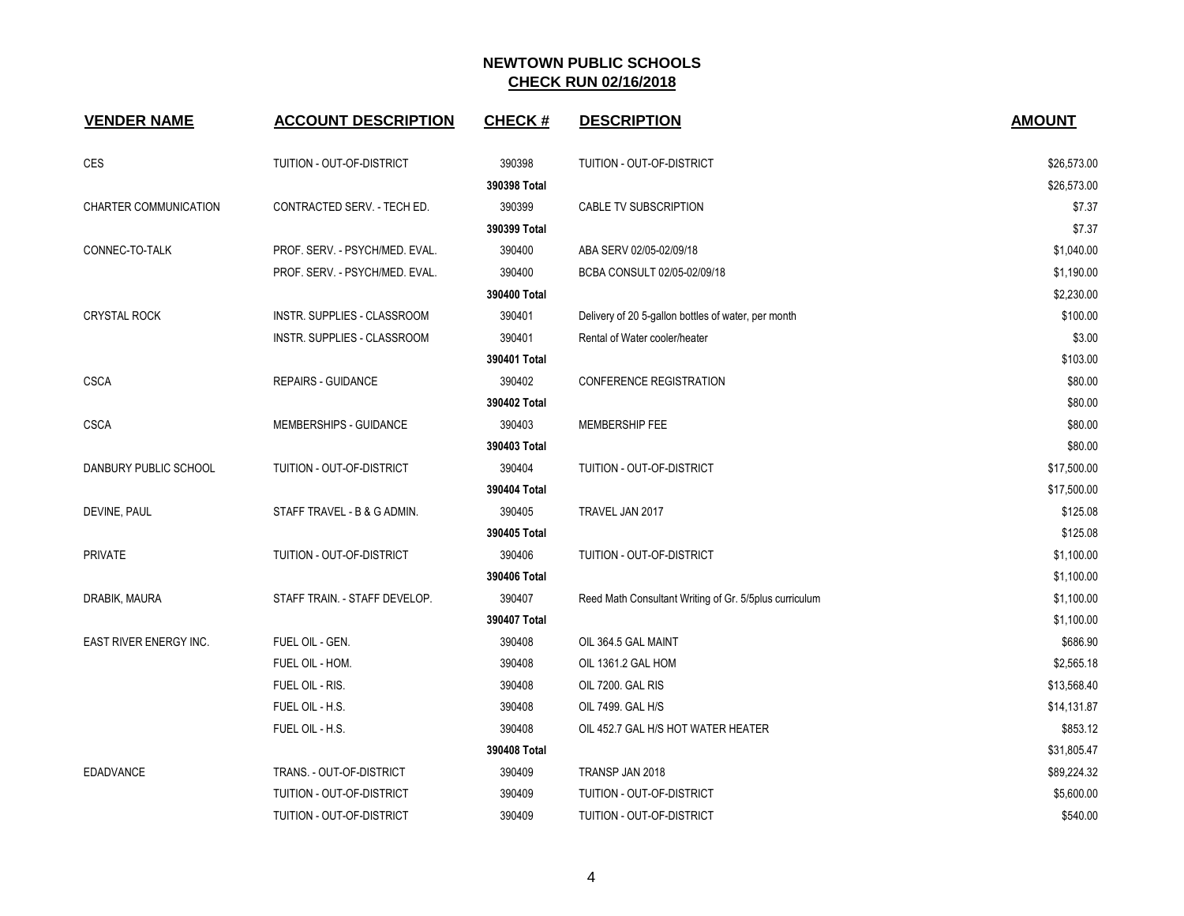# NEWTOWN PUBLIC SCHOOLS

## CHECK RUN 02/16/2018

| VENDER NAME | ACCOUNT DESCRIPTION | CHECK # | DESCRIPTION | AMOUNT |
|---|---|---|---|---|
| CES | TUITION - OUT-OF-DISTRICT | 390398 | TUITION - OUT-OF-DISTRICT | $26,573.00 |
| | | **390398 Total** | | $26,573.00 |
| CHARTER COMMUNICATION | CONTRACTED SERV. - TECH ED. | 390399 | CABLE TV SUBSCRIPTION | $7.37 |
| | | **390399 Total** | | $7.37 |
| CONNEC-TO-TALK | PROF. SERV. - PSYCH/MED. EVAL. | 390400 | ABA SERV 02/05-02/09/18 | $1,040.00 |
| | PROF. SERV. - PSYCH/MED. EVAL. | 390400 | BCBA CONSULT 02/05-02/09/18 | $1,190.00 |
| | | **390400 Total** | | $2,230.00 |
| CRYSTAL ROCK | INSTR. SUPPLIES - CLASSROOM | 390401 | Delivery of 20 5-gallon bottles of water, per month | $100.00 |
| | INSTR. SUPPLIES - CLASSROOM | 390401 | Rental of Water cooler/heater | $3.00 |
| | | **390401 Total** | | $103.00 |
| CSCA | REPAIRS - GUIDANCE | 390402 | CONFERENCE REGISTRATION | $80.00 |
| | | **390402 Total** | | $80.00 |
| CSCA | MEMBERSHIPS - GUIDANCE | 390403 | MEMBERSHIP FEE | $80.00 |
| | | **390403 Total** | | $80.00 |
| DANBURY PUBLIC SCHOOL | TUITION - OUT-OF-DISTRICT | 390404 | TUITION - OUT-OF-DISTRICT | $17,500.00 |
| | | **390404 Total** | | $17,500.00 |
| DEVINE, PAUL | STAFF TRAVEL - B & G ADMIN. | 390405 | TRAVEL JAN 2017 | $125.08 |
| | | **390405 Total** | | $125.08 |
| PRIVATE | TUITION - OUT-OF-DISTRICT | 390406 | TUITION - OUT-OF-DISTRICT | $1,100.00 |
| | | **390406 Total** | | $1,100.00 |
| DRABIK, MAURA | STAFF TRAIN. - STAFF DEVELOP. | 390407 | Reed Math Consultant Writing of Gr. 5/5plus curriculum | $1,100.00 |
| | | **390407 Total** | | $1,100.00 |
| EAST RIVER ENERGY INC. | FUEL OIL - GEN. | 390408 | OIL 364.5 GAL MAINT | $686.90 |
| | FUEL OIL - HOM. | 390408 | OIL 1361.2 GAL HOM | $2,565.18 |
| | FUEL OIL - RIS. | 390408 | OIL 7200. GAL RIS | $13,568.40 |
| | FUEL OIL - H.S. | 390408 | OIL 7499. GAL H/S | $14,131.87 |
| | FUEL OIL - H.S. | 390408 | OIL 452.7 GAL H/S HOT WATER HEATER | $853.12 |
| | | **390408 Total** | | $31,805.47 |
| EDADVANCE | TRANS. - OUT-OF-DISTRICT | 390409 | TRANSP JAN 2018 | $89,224.32 |
| | TUITION - OUT-OF-DISTRICT | 390409 | TUITION - OUT-OF-DISTRICT | $5,600.00 |
| | TUITION - OUT-OF-DISTRICT | 390409 | TUITION - OUT-OF-DISTRICT | $540.00 |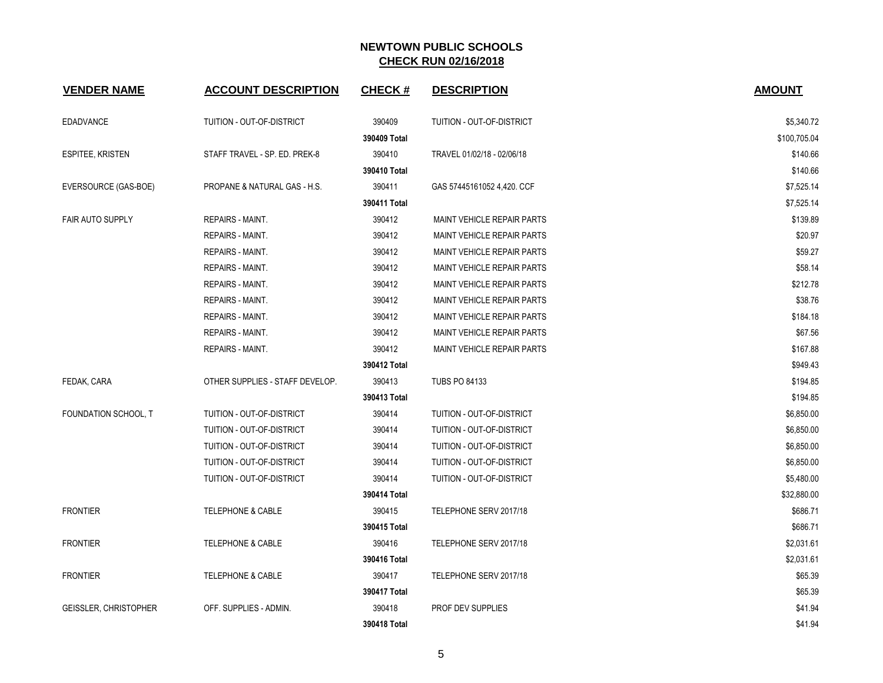## NEWTOWN PUBLIC SCHOOLS
## CHECK RUN 02/16/2018

| VENDER NAME | ACCOUNT DESCRIPTION | CHECK # | DESCRIPTION | AMOUNT |
|---|---|---|---|---|
| EDADVANCE | TUITION - OUT-OF-DISTRICT | 390409 | TUITION - OUT-OF-DISTRICT | $5,340.72 |
| | | **390409 Total** | | $100,705.04 |
| ESPITEE, KRISTEN | STAFF TRAVEL - SP. ED. PREK-8 | 390410 | TRAVEL 01/02/18 - 02/06/18 | $140.66 |
| | | **390410 Total** | | $140.66 |
| EVERSOURCE (GAS-BOE) | PROPANE & NATURAL GAS - H.S. | 390411 | GAS 57445161052 4,420. CCF | $7,525.14 |
| | | **390411 Total** | | $7,525.14 |
| FAIR AUTO SUPPLY | REPAIRS - MAINT. | 390412 | MAINT VEHICLE REPAIR PARTS | $139.89 |
| | REPAIRS - MAINT. | 390412 | MAINT VEHICLE REPAIR PARTS | $20.97 |
| | REPAIRS - MAINT. | 390412 | MAINT VEHICLE REPAIR PARTS | $59.27 |
| | REPAIRS - MAINT. | 390412 | MAINT VEHICLE REPAIR PARTS | $58.14 |
| | REPAIRS - MAINT. | 390412 | MAINT VEHICLE REPAIR PARTS | $212.78 |
| | REPAIRS - MAINT. | 390412 | MAINT VEHICLE REPAIR PARTS | $38.76 |
| | REPAIRS - MAINT. | 390412 | MAINT VEHICLE REPAIR PARTS | $184.18 |
| | REPAIRS - MAINT. | 390412 | MAINT VEHICLE REPAIR PARTS | $67.56 |
| | REPAIRS - MAINT. | 390412 | MAINT VEHICLE REPAIR PARTS | $167.88 |
| | | **390412 Total** | | $949.43 |
| FEDAK, CARA | OTHER SUPPLIES - STAFF DEVELOP. | 390413 | TUBS PO 84133 | $194.85 |
| | | **390413 Total** | | $194.85 |
| FOUNDATION SCHOOL, T | TUITION - OUT-OF-DISTRICT | 390414 | TUITION - OUT-OF-DISTRICT | $6,850.00 |
| | TUITION - OUT-OF-DISTRICT | 390414 | TUITION - OUT-OF-DISTRICT | $6,850.00 |
| | TUITION - OUT-OF-DISTRICT | 390414 | TUITION - OUT-OF-DISTRICT | $6,850.00 |
| | TUITION - OUT-OF-DISTRICT | 390414 | TUITION - OUT-OF-DISTRICT | $6,850.00 |
| | TUITION - OUT-OF-DISTRICT | 390414 | TUITION - OUT-OF-DISTRICT | $5,480.00 |
| | | **390414 Total** | | $32,880.00 |
| FRONTIER | TELEPHONE & CABLE | 390415 | TELEPHONE SERV 2017/18 | $686.71 |
| | | **390415 Total** | | $686.71 |
| FRONTIER | TELEPHONE & CABLE | 390416 | TELEPHONE SERV 2017/18 | $2,031.61 |
| | | **390416 Total** | | $2,031.61 |
| FRONTIER | TELEPHONE & CABLE | 390417 | TELEPHONE SERV 2017/18 | $65.39 |
| | | **390417 Total** | | $65.39 |
| GEISSLER, CHRISTOPHER | OFF. SUPPLIES - ADMIN. | 390418 | PROF DEV SUPPLIES | $41.94 |
| | | **390418 Total** | | $41.94 |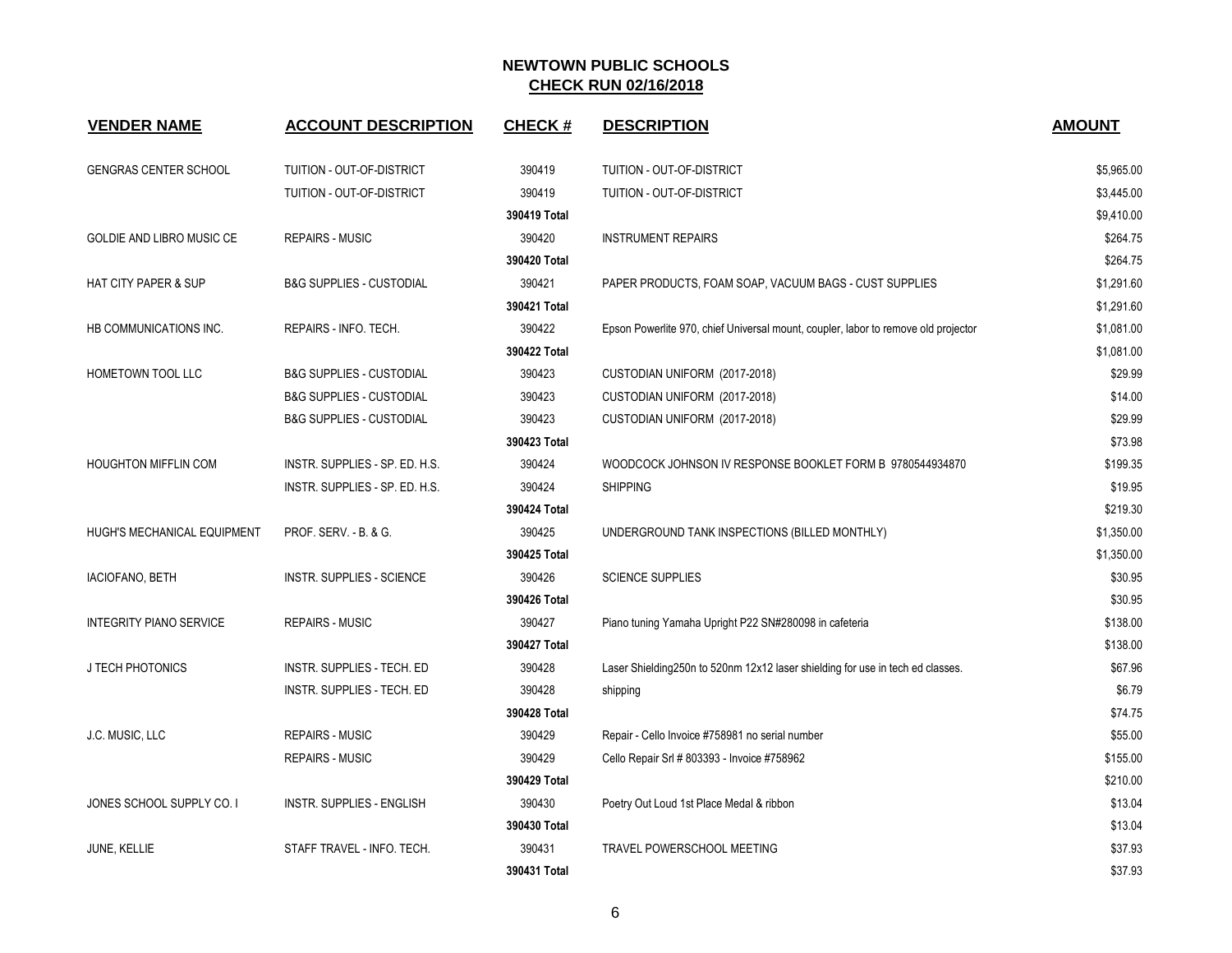## NEWTOWN PUBLIC SCHOOLS
## CHECK RUN 02/16/2018

| VENDER NAME | ACCOUNT DESCRIPTION | CHECK # | DESCRIPTION | AMOUNT |
|---|---|---|---|---|
| GENGRAS CENTER SCHOOL | TUITION - OUT-OF-DISTRICT | 390419 | TUITION - OUT-OF-DISTRICT | $5,965.00 |
| | TUITION - OUT-OF-DISTRICT | 390419 | TUITION - OUT-OF-DISTRICT | $3,445.00 |
| | | **390419 Total** | | $9,410.00 |
| GOLDIE AND LIBRO MUSIC CE | REPAIRS - MUSIC | 390420 | INSTRUMENT REPAIRS | $264.75 |
| | | **390420 Total** | | $264.75 |
| HAT CITY PAPER & SUP | B&G SUPPLIES - CUSTODIAL | 390421 | PAPER PRODUCTS, FOAM SOAP, VACUUM BAGS - CUST SUPPLIES | $1,291.60 |
| | | **390421 Total** | | $1,291.60 |
| HB COMMUNICATIONS INC. | REPAIRS - INFO. TECH. | 390422 | Epson Powerlite 970, chief Universal mount, coupler, labor to remove old projector | $1,081.00 |
| | | **390422 Total** | | $1,081.00 |
| HOMETOWN TOOL LLC | B&G SUPPLIES - CUSTODIAL | 390423 | CUSTODIAN UNIFORM (2017-2018) | $29.99 |
| | B&G SUPPLIES - CUSTODIAL | 390423 | CUSTODIAN UNIFORM (2017-2018) | $14.00 |
| | B&G SUPPLIES - CUSTODIAL | 390423 | CUSTODIAN UNIFORM (2017-2018) | $29.99 |
| | | **390423 Total** | | $73.98 |
| HOUGHTON MIFFLIN COM | INSTR. SUPPLIES - SP. ED. H.S. | 390424 | WOODCOCK JOHNSON IV RESPONSE BOOKLET FORM B 9780544934870 | $199.35 |
| | INSTR. SUPPLIES - SP. ED. H.S. | 390424 | SHIPPING | $19.95 |
| | | **390424 Total** | | $219.30 |
| HUGH'S MECHANICAL EQUIPMENT | PROF. SERV. - B. & G. | 390425 | UNDERGROUND TANK INSPECTIONS (BILLED MONTHLY) | $1,350.00 |
| | | **390425 Total** | | $1,350.00 |
| IACIOFANO, BETH | INSTR. SUPPLIES - SCIENCE | 390426 | SCIENCE SUPPLIES | $30.95 |
| | | **390426 Total** | | $30.95 |
| INTEGRITY PIANO SERVICE | REPAIRS - MUSIC | 390427 | Piano tuning Yamaha Upright P22 SN#280098 in cafeteria | $138.00 |
| | | **390427 Total** | | $138.00 |
| J TECH PHOTONICS | INSTR. SUPPLIES - TECH. ED | 390428 | Laser Shielding250n to 520nm 12x12 laser shielding for use in tech ed classes. | $67.96 |
| | INSTR. SUPPLIES - TECH. ED | 390428 | shipping | $6.79 |
| | | **390428 Total** | | $74.75 |
| J.C. MUSIC, LLC | REPAIRS - MUSIC | 390429 | Repair - Cello Invoice #758981 no serial number | $55.00 |
| | REPAIRS - MUSIC | 390429 | Cello Repair Srl # 803393 - Invoice #758962 | $155.00 |
| | | **390429 Total** | | $210.00 |
| JONES SCHOOL SUPPLY CO. I | INSTR. SUPPLIES - ENGLISH | 390430 | Poetry Out Loud 1st Place Medal & ribbon | $13.04 |
| | | **390430 Total** | | $13.04 |
| JUNE, KELLIE | STAFF TRAVEL - INFO. TECH. | 390431 | TRAVEL POWERSCHOOL MEETING | $37.93 |
| | | **390431 Total** | | $37.93 |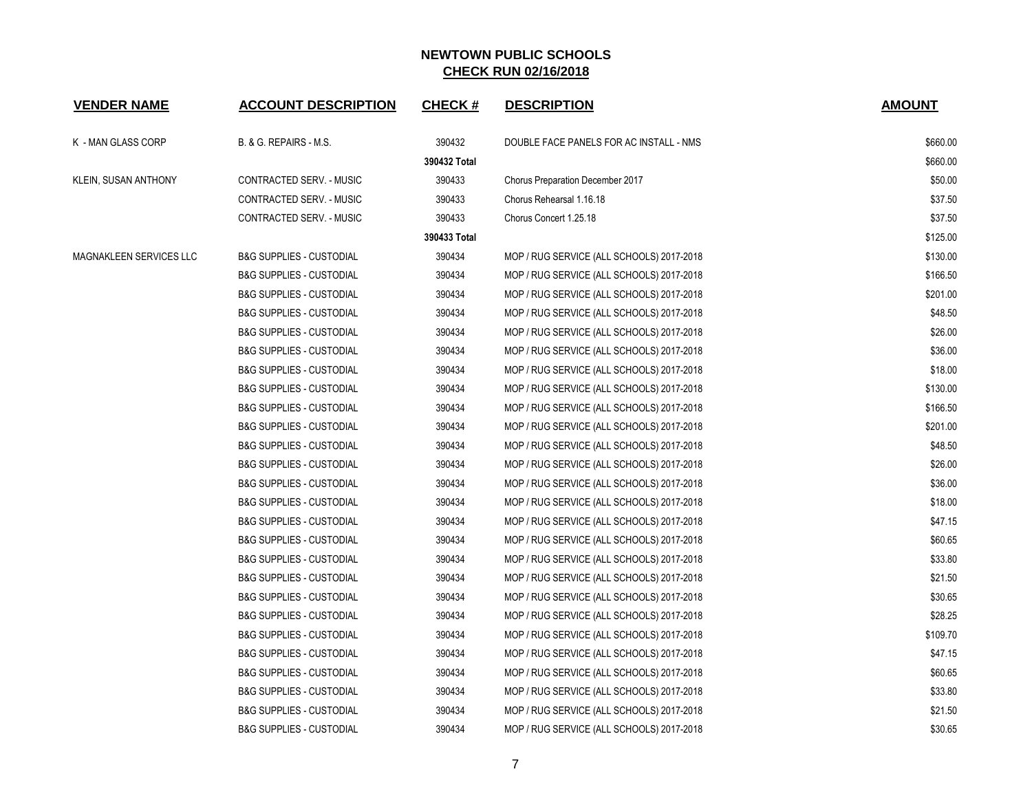**NEWTOWN PUBLIC SCHOOLS**
**CHECK RUN 02/16/2018**

| VENDER NAME | ACCOUNT DESCRIPTION | CHECK # | DESCRIPTION | AMOUNT |
|---|---|---|---|---|
| K - MAN GLASS CORP | B. & G. REPAIRS - M.S. | 390432 | DOUBLE FACE PANELS FOR AC INSTALL - NMS | $660.00 |
| | | **390432 Total** | | $660.00 |
| KLEIN, SUSAN ANTHONY | CONTRACTED SERV. - MUSIC | 390433 | Chorus Preparation December 2017 | $50.00 |
| | CONTRACTED SERV. - MUSIC | 390433 | Chorus Rehearsal 1.16.18 | $37.50 |
| | CONTRACTED SERV. - MUSIC | 390433 | Chorus Concert 1.25.18 | $37.50 |
| | | **390433 Total** | | $125.00 |
| MAGNAKLEEN SERVICES LLC | B&G SUPPLIES - CUSTODIAL | 390434 | MOP / RUG SERVICE (ALL SCHOOLS) 2017-2018 | $130.00 |
| | B&G SUPPLIES - CUSTODIAL | 390434 | MOP / RUG SERVICE (ALL SCHOOLS) 2017-2018 | $166.50 |
| | B&G SUPPLIES - CUSTODIAL | 390434 | MOP / RUG SERVICE (ALL SCHOOLS) 2017-2018 | $201.00 |
| | B&G SUPPLIES - CUSTODIAL | 390434 | MOP / RUG SERVICE (ALL SCHOOLS) 2017-2018 | $48.50 |
| | B&G SUPPLIES - CUSTODIAL | 390434 | MOP / RUG SERVICE (ALL SCHOOLS) 2017-2018 | $26.00 |
| | B&G SUPPLIES - CUSTODIAL | 390434 | MOP / RUG SERVICE (ALL SCHOOLS) 2017-2018 | $36.00 |
| | B&G SUPPLIES - CUSTODIAL | 390434 | MOP / RUG SERVICE (ALL SCHOOLS) 2017-2018 | $18.00 |
| | B&G SUPPLIES - CUSTODIAL | 390434 | MOP / RUG SERVICE (ALL SCHOOLS) 2017-2018 | $130.00 |
| | B&G SUPPLIES - CUSTODIAL | 390434 | MOP / RUG SERVICE (ALL SCHOOLS) 2017-2018 | $166.50 |
| | B&G SUPPLIES - CUSTODIAL | 390434 | MOP / RUG SERVICE (ALL SCHOOLS) 2017-2018 | $201.00 |
| | B&G SUPPLIES - CUSTODIAL | 390434 | MOP / RUG SERVICE (ALL SCHOOLS) 2017-2018 | $48.50 |
| | B&G SUPPLIES - CUSTODIAL | 390434 | MOP / RUG SERVICE (ALL SCHOOLS) 2017-2018 | $26.00 |
| | B&G SUPPLIES - CUSTODIAL | 390434 | MOP / RUG SERVICE (ALL SCHOOLS) 2017-2018 | $36.00 |
| | B&G SUPPLIES - CUSTODIAL | 390434 | MOP / RUG SERVICE (ALL SCHOOLS) 2017-2018 | $18.00 |
| | B&G SUPPLIES - CUSTODIAL | 390434 | MOP / RUG SERVICE (ALL SCHOOLS) 2017-2018 | $47.15 |
| | B&G SUPPLIES - CUSTODIAL | 390434 | MOP / RUG SERVICE (ALL SCHOOLS) 2017-2018 | $60.65 |
| | B&G SUPPLIES - CUSTODIAL | 390434 | MOP / RUG SERVICE (ALL SCHOOLS) 2017-2018 | $33.80 |
| | B&G SUPPLIES - CUSTODIAL | 390434 | MOP / RUG SERVICE (ALL SCHOOLS) 2017-2018 | $21.50 |
| | B&G SUPPLIES - CUSTODIAL | 390434 | MOP / RUG SERVICE (ALL SCHOOLS) 2017-2018 | $30.65 |
| | B&G SUPPLIES - CUSTODIAL | 390434 | MOP / RUG SERVICE (ALL SCHOOLS) 2017-2018 | $28.25 |
| | B&G SUPPLIES - CUSTODIAL | 390434 | MOP / RUG SERVICE (ALL SCHOOLS) 2017-2018 | $109.70 |
| | B&G SUPPLIES - CUSTODIAL | 390434 | MOP / RUG SERVICE (ALL SCHOOLS) 2017-2018 | $47.15 |
| | B&G SUPPLIES - CUSTODIAL | 390434 | MOP / RUG SERVICE (ALL SCHOOLS) 2017-2018 | $60.65 |
| | B&G SUPPLIES - CUSTODIAL | 390434 | MOP / RUG SERVICE (ALL SCHOOLS) 2017-2018 | $33.80 |
| | B&G SUPPLIES - CUSTODIAL | 390434 | MOP / RUG SERVICE (ALL SCHOOLS) 2017-2018 | $21.50 |
| | B&G SUPPLIES - CUSTODIAL | 390434 | MOP / RUG SERVICE (ALL SCHOOLS) 2017-2018 | $30.65 |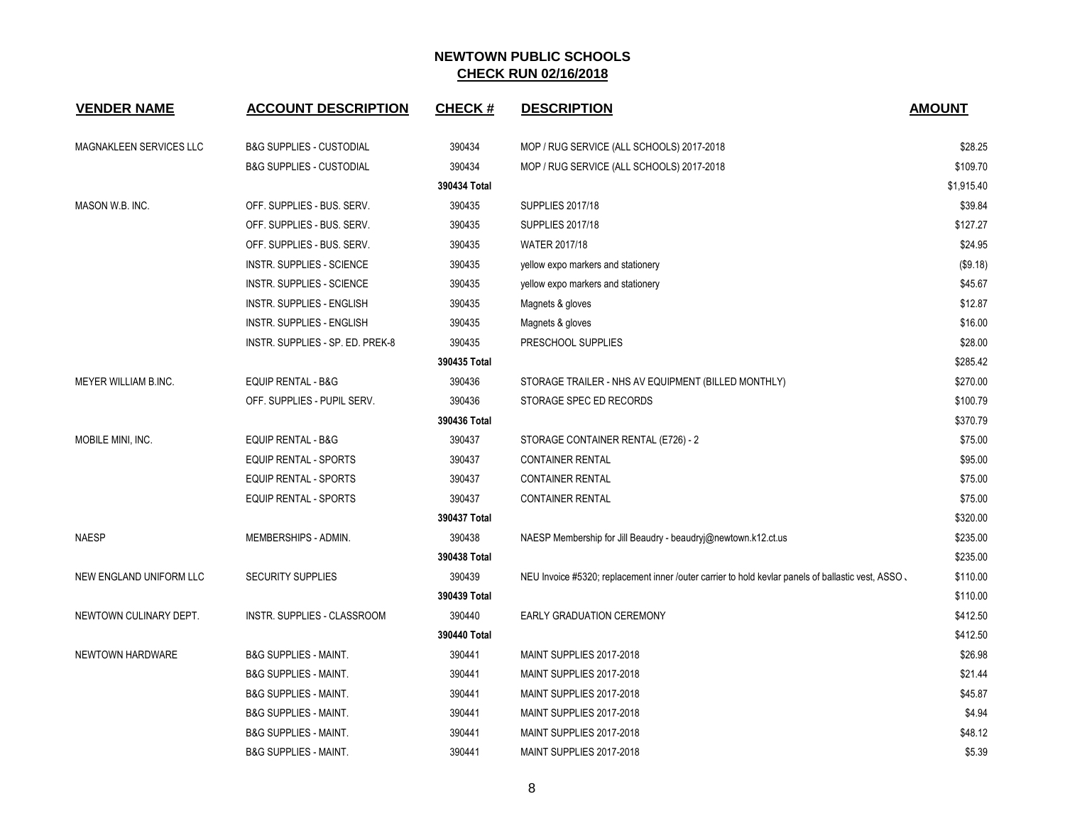# NEWTOWN PUBLIC SCHOOLS

## CHECK RUN 02/16/2018

| VENDER NAME | ACCOUNT DESCRIPTION | CHECK # | DESCRIPTION | AMOUNT |
|---|---|---|---|---|
| MAGNAKLEEN SERVICES LLC | B&G SUPPLIES - CUSTODIAL | 390434 | MOP / RUG SERVICE (ALL SCHOOLS) 2017-2018 | $28.25 |
| | B&G SUPPLIES - CUSTODIAL | 390434 | MOP / RUG SERVICE (ALL SCHOOLS) 2017-2018 | $109.70 |
| | | **390434 Total** | | $1,915.40 |
| MASON W.B. INC. | OFF. SUPPLIES - BUS. SERV. | 390435 | SUPPLIES 2017/18 | $39.84 |
| | OFF. SUPPLIES - BUS. SERV. | 390435 | SUPPLIES 2017/18 | $127.27 |
| | OFF. SUPPLIES - BUS. SERV. | 390435 | WATER 2017/18 | $24.95 |
| | INSTR. SUPPLIES - SCIENCE | 390435 | yellow expo markers and stationery | ($9.18) |
| | INSTR. SUPPLIES - SCIENCE | 390435 | yellow expo markers and stationery | $45.67 |
| | INSTR. SUPPLIES - ENGLISH | 390435 | Magnets & gloves | $12.87 |
| | INSTR. SUPPLIES - ENGLISH | 390435 | Magnets & gloves | $16.00 |
| | INSTR. SUPPLIES - SP. ED. PREK-8 | 390435 | PRESCHOOL SUPPLIES | $28.00 |
| | | **390435 Total** | | $285.42 |
| MEYER WILLIAM B.INC. | EQUIP RENTAL - B&G | 390436 | STORAGE TRAILER - NHS AV EQUIPMENT (BILLED MONTHLY) | $270.00 |
| | OFF. SUPPLIES - PUPIL SERV. | 390436 | STORAGE SPEC ED RECORDS | $100.79 |
| | | **390436 Total** | | $370.79 |
| MOBILE MINI, INC. | EQUIP RENTAL - B&G | 390437 | STORAGE CONTAINER RENTAL (E726) - 2 | $75.00 |
| | EQUIP RENTAL - SPORTS | 390437 | CONTAINER RENTAL | $95.00 |
| | EQUIP RENTAL - SPORTS | 390437 | CONTAINER RENTAL | $75.00 |
| | EQUIP RENTAL - SPORTS | 390437 | CONTAINER RENTAL | $75.00 |
| | | **390437 Total** | | $320.00 |
| NAESP | MEMBERSHIPS - ADMIN. | 390438 | NAESP Membership for Jill Beaudry - beaudryj@newtown.k12.ct.us | $235.00 |
| | | **390438 Total** | | $235.00 |
| NEW ENGLAND UNIFORM LLC | SECURITY SUPPLIES | 390439 | NEU Invoice #5320; replacement inner /outer carrier to hold kevlar panels of ballastic vest, ASSO | $110.00 |
| | | **390439 Total** | | $110.00 |
| NEWTOWN CULINARY DEPT. | INSTR. SUPPLIES - CLASSROOM | 390440 | EARLY GRADUATION CEREMONY | $412.50 |
| | | **390440 Total** | | $412.50 |
| NEWTOWN HARDWARE | B&G SUPPLIES - MAINT. | 390441 | MAINT SUPPLIES 2017-2018 | $26.98 |
| | B&G SUPPLIES - MAINT. | 390441 | MAINT SUPPLIES 2017-2018 | $21.44 |
| | B&G SUPPLIES - MAINT. | 390441 | MAINT SUPPLIES 2017-2018 | $45.87 |
| | B&G SUPPLIES - MAINT. | 390441 | MAINT SUPPLIES 2017-2018 | $4.94 |
| | B&G SUPPLIES - MAINT. | 390441 | MAINT SUPPLIES 2017-2018 | $48.12 |
| | B&G SUPPLIES - MAINT. | 390441 | MAINT SUPPLIES 2017-2018 | $5.39 |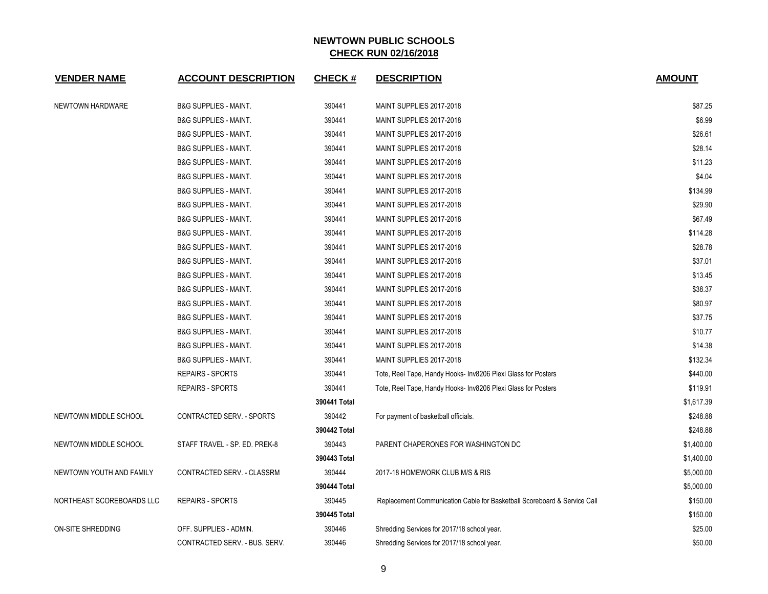## NEWTOWN PUBLIC SCHOOLS
### CHECK RUN 02/16/2018

| VENDER NAME | ACCOUNT DESCRIPTION | CHECK # | DESCRIPTION | AMOUNT |
|---|---|---|---|---|
| NEWTOWN HARDWARE | B&G SUPPLIES - MAINT. | 390441 | MAINT SUPPLIES 2017-2018 | $87.25 |
| | B&G SUPPLIES - MAINT. | 390441 | MAINT SUPPLIES 2017-2018 | $6.99 |
| | B&G SUPPLIES - MAINT. | 390441 | MAINT SUPPLIES 2017-2018 | $26.61 |
| | B&G SUPPLIES - MAINT. | 390441 | MAINT SUPPLIES 2017-2018 | $28.14 |
| | B&G SUPPLIES - MAINT. | 390441 | MAINT SUPPLIES 2017-2018 | $11.23 |
| | B&G SUPPLIES - MAINT. | 390441 | MAINT SUPPLIES 2017-2018 | $4.04 |
| | B&G SUPPLIES - MAINT. | 390441 | MAINT SUPPLIES 2017-2018 | $134.99 |
| | B&G SUPPLIES - MAINT. | 390441 | MAINT SUPPLIES 2017-2018 | $29.90 |
| | B&G SUPPLIES - MAINT. | 390441 | MAINT SUPPLIES 2017-2018 | $67.49 |
| | B&G SUPPLIES - MAINT. | 390441 | MAINT SUPPLIES 2017-2018 | $114.28 |
| | B&G SUPPLIES - MAINT. | 390441 | MAINT SUPPLIES 2017-2018 | $28.78 |
| | B&G SUPPLIES - MAINT. | 390441 | MAINT SUPPLIES 2017-2018 | $37.01 |
| | B&G SUPPLIES - MAINT. | 390441 | MAINT SUPPLIES 2017-2018 | $13.45 |
| | B&G SUPPLIES - MAINT. | 390441 | MAINT SUPPLIES 2017-2018 | $38.37 |
| | B&G SUPPLIES - MAINT. | 390441 | MAINT SUPPLIES 2017-2018 | $80.97 |
| | B&G SUPPLIES - MAINT. | 390441 | MAINT SUPPLIES 2017-2018 | $37.75 |
| | B&G SUPPLIES - MAINT. | 390441 | MAINT SUPPLIES 2017-2018 | $10.77 |
| | B&G SUPPLIES - MAINT. | 390441 | MAINT SUPPLIES 2017-2018 | $14.38 |
| | B&G SUPPLIES - MAINT. | 390441 | MAINT SUPPLIES 2017-2018 | $132.34 |
| | REPAIRS - SPORTS | 390441 | Tote, Reel Tape, Handy Hooks- Inv8206 Plexi Glass for Posters | $440.00 |
| | REPAIRS - SPORTS | 390441 | Tote, Reel Tape, Handy Hooks- Inv8206 Plexi Glass for Posters | $119.91 |
| | | **390441 Total** | | $1,617.39 |
| NEWTOWN MIDDLE SCHOOL | CONTRACTED SERV. - SPORTS | 390442 | For payment of basketball officials. | $248.88 |
| | | **390442 Total** | | $248.88 |
| NEWTOWN MIDDLE SCHOOL | STAFF TRAVEL - SP. ED. PREK-8 | 390443 | PARENT CHAPERONES FOR WASHINGTON DC | $1,400.00 |
| | | **390443 Total** | | $1,400.00 |
| NEWTOWN YOUTH AND FAMILY | CONTRACTED SERV. - CLASSRM | 390444 | 2017-18 HOMEWORK CLUB M/S & RIS | $5,000.00 |
| | | **390444 Total** | | $5,000.00 |
| NORTHEAST SCOREBOARDS LLC | REPAIRS - SPORTS | 390445 | Replacement Communication Cable for Basketball Scoreboard & Service Call | $150.00 |
| | | **390445 Total** | | $150.00 |
| ON-SITE SHREDDING | OFF. SUPPLIES - ADMIN. | 390446 | Shredding Services for 2017/18 school year. | $25.00 |
| | CONTRACTED SERV. - BUS. SERV. | 390446 | Shredding Services for 2017/18 school year. | $50.00 |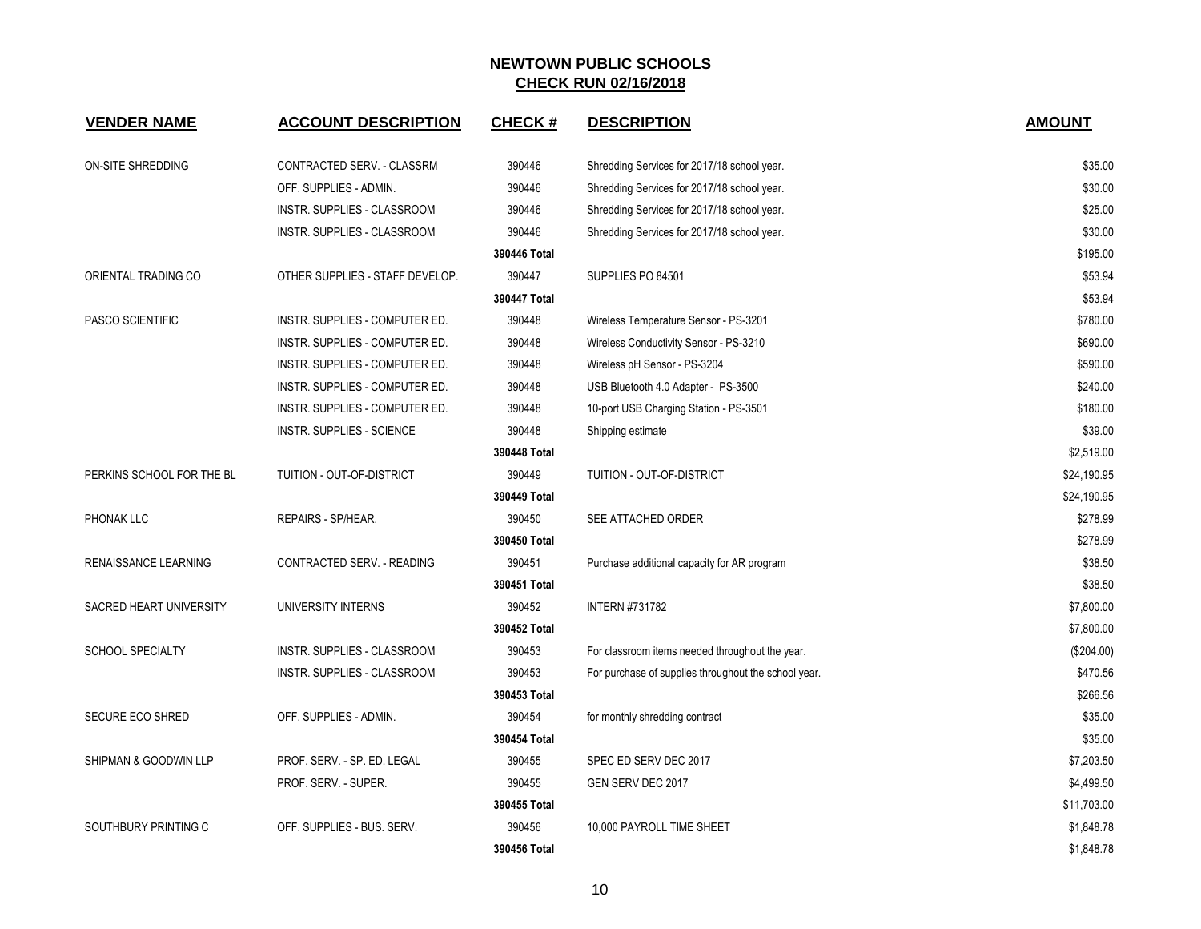# NEWTOWN PUBLIC SCHOOLS
## CHECK RUN 02/16/2018

| VENDER NAME | ACCOUNT DESCRIPTION | CHECK # | DESCRIPTION | AMOUNT |
|---|---|---|---|---|
| ON-SITE SHREDDING | CONTRACTED SERV. - CLASSRM | 390446 | Shredding Services for 2017/18 school year. | $35.00 |
| | OFF. SUPPLIES - ADMIN. | 390446 | Shredding Services for 2017/18 school year. | $30.00 |
| | INSTR. SUPPLIES - CLASSROOM | 390446 | Shredding Services for 2017/18 school year. | $25.00 |
| | INSTR. SUPPLIES - CLASSROOM | 390446 | Shredding Services for 2017/18 school year. | $30.00 |
| | | 390446 Total | | $195.00 |
| ORIENTAL TRADING CO | OTHER SUPPLIES - STAFF DEVELOP. | 390447 | SUPPLIES PO 84501 | $53.94 |
| | | 390447 Total | | $53.94 |
| PASCO SCIENTIFIC | INSTR. SUPPLIES - COMPUTER ED. | 390448 | Wireless Temperature Sensor - PS-3201 | $780.00 |
| | INSTR. SUPPLIES - COMPUTER ED. | 390448 | Wireless Conductivity Sensor - PS-3210 | $690.00 |
| | INSTR. SUPPLIES - COMPUTER ED. | 390448 | Wireless pH Sensor - PS-3204 | $590.00 |
| | INSTR. SUPPLIES - COMPUTER ED. | 390448 | USB Bluetooth 4.0 Adapter - PS-3500 | $240.00 |
| | INSTR. SUPPLIES - COMPUTER ED. | 390448 | 10-port USB Charging Station - PS-3501 | $180.00 |
| | INSTR. SUPPLIES - SCIENCE | 390448 | Shipping estimate | $39.00 |
| | | 390448 Total | | $2,519.00 |
| PERKINS SCHOOL FOR THE BL | TUITION - OUT-OF-DISTRICT | 390449 | TUITION - OUT-OF-DISTRICT | $24,190.95 |
| | | 390449 Total | | $24,190.95 |
| PHONAK LLC | REPAIRS - SP/HEAR. | 390450 | SEE ATTACHED ORDER | $278.99 |
| | | 390450 Total | | $278.99 |
| RENAISSANCE LEARNING | CONTRACTED SERV. - READING | 390451 | Purchase additional capacity for AR program | $38.50 |
| | | 390451 Total | | $38.50 |
| SACRED HEART UNIVERSITY | UNIVERSITY INTERNS | 390452 | INTERN #731782 | $7,800.00 |
| | | 390452 Total | | $7,800.00 |
| SCHOOL SPECIALTY | INSTR. SUPPLIES - CLASSROOM | 390453 | For classroom items needed throughout the year. | ($204.00) |
| | INSTR. SUPPLIES - CLASSROOM | 390453 | For purchase of supplies throughout the school year. | $470.56 |
| | | 390453 Total | | $266.56 |
| SECURE ECO SHRED | OFF. SUPPLIES - ADMIN. | 390454 | for monthly shredding contract | $35.00 |
| | | 390454 Total | | $35.00 |
| SHIPMAN & GOODWIN LLP | PROF. SERV. - SP. ED. LEGAL | 390455 | SPEC ED SERV DEC 2017 | $7,203.50 |
| | PROF. SERV. - SUPER. | 390455 | GEN SERV DEC 2017 | $4,499.50 |
| | | 390455 Total | | $11,703.00 |
| SOUTHBURY PRINTING C | OFF. SUPPLIES - BUS. SERV. | 390456 | 10,000 PAYROLL TIME SHEET | $1,848.78 |
| | | 390456 Total | | $1,848.78 |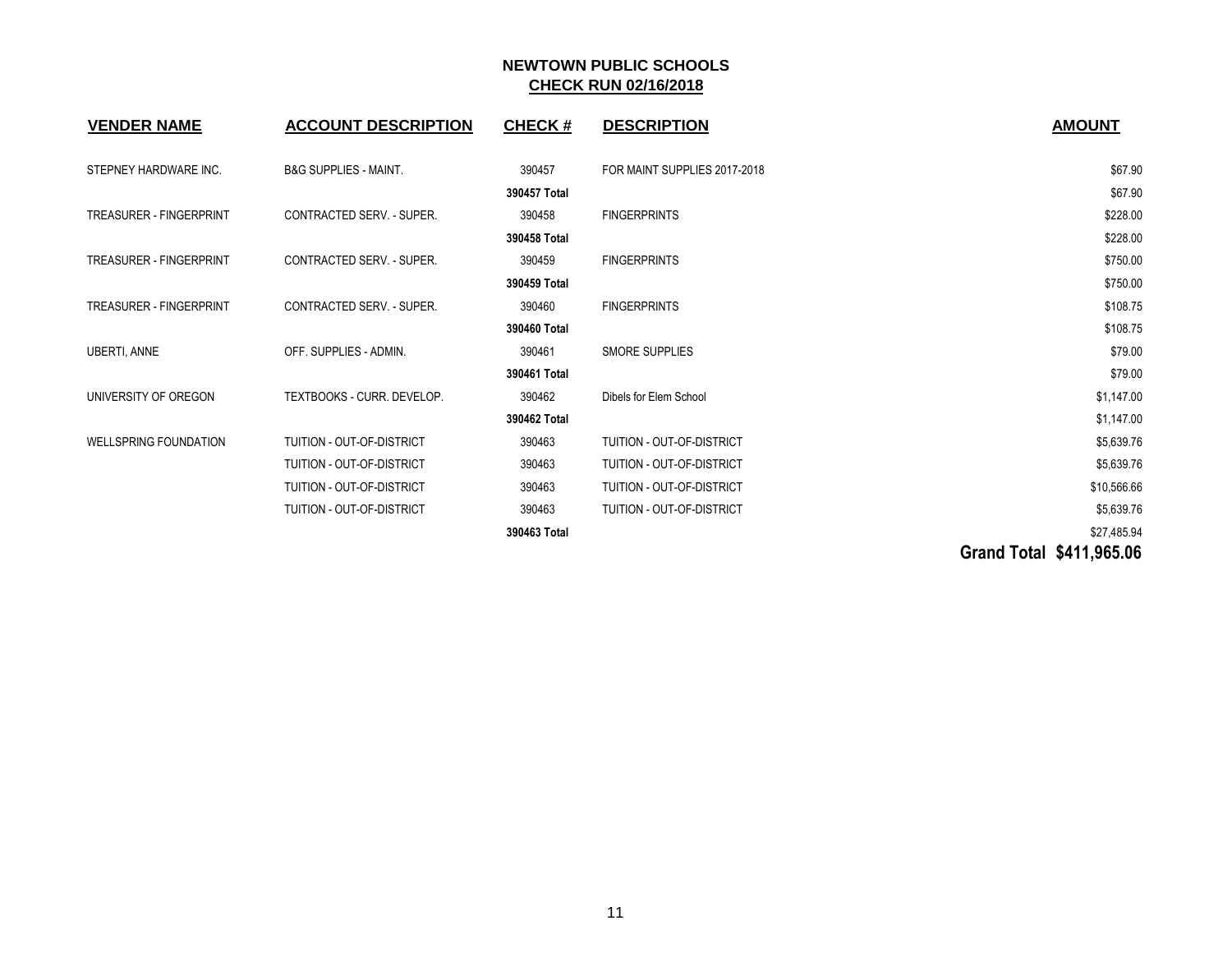**NEWTOWN PUBLIC SCHOOLS**
**CHECK RUN 02/16/2018**

| VENDER NAME | ACCOUNT DESCRIPTION | CHECK # | DESCRIPTION | AMOUNT |
|---|---|---|---|---|
| STEPNEY HARDWARE INC. | B&G SUPPLIES - MAINT. | 390457 | FOR MAINT SUPPLIES 2017-2018 | $67.90 |
| | | **390457 Total** | | $67.90 |
| TREASURER - FINGERPRINT | CONTRACTED SERV. - SUPER. | 390458 | FINGERPRINTS | $228.00 |
| | | **390458 Total** | | $228.00 |
| TREASURER - FINGERPRINT | CONTRACTED SERV. - SUPER. | 390459 | FINGERPRINTS | $750.00 |
| | | **390459 Total** | | $750.00 |
| TREASURER - FINGERPRINT | CONTRACTED SERV. - SUPER. | 390460 | FINGERPRINTS | $108.75 |
| | | **390460 Total** | | $108.75 |
| UBERTI, ANNE | OFF. SUPPLIES - ADMIN. | 390461 | SMORE SUPPLIES | $79.00 |
| | | **390461 Total** | | $79.00 |
| UNIVERSITY OF OREGON | TEXTBOOKS - CURR. DEVELOP. | 390462 | Dibels for Elem School | $1,147.00 |
| | | **390462 Total** | | $1,147.00 |
| WELLSPRING FOUNDATION | TUITION - OUT-OF-DISTRICT | 390463 | TUITION - OUT-OF-DISTRICT | $5,639.76 |
| | TUITION - OUT-OF-DISTRICT | 390463 | TUITION - OUT-OF-DISTRICT | $5,639.76 |
| | TUITION - OUT-OF-DISTRICT | 390463 | TUITION - OUT-OF-DISTRICT | $10,566.66 |
| | TUITION - OUT-OF-DISTRICT | 390463 | TUITION - OUT-OF-DISTRICT | $5,639.76 |
| | | **390463 Total** | | $27,485.94 |
| | | | **Grand Total** | **$411,965.06** |